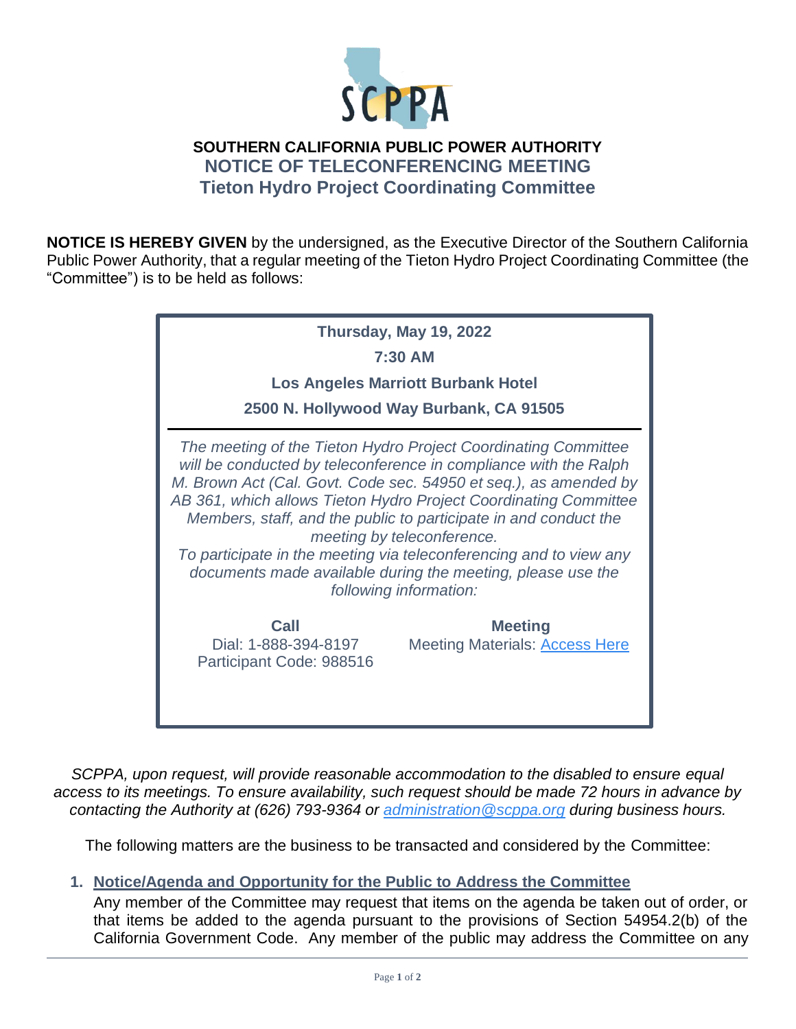# SOUTHERN CALIFORNIA PUBLIC POWER AUTHORITY

## NOTICE OF TELECONFERENCING MEETING

## Tieton Hydro Project Coordinating Committee

**NOTICE IS HEREBY GIVEN** by the undersigned, as the Executive Director of the Southern California Public Power Authority, that a regular meeting of the Tieton Hydro Project Coordinating Committee (the "Committee") is to be held as follows:

**Thursday, May 19, 2022**

**7:30 AM**

**Los Angeles Marriott Burbank Hotel**

**2500 N. Hollywood Way Burbank, CA 91505**

*The meeting of the Tieton Hydro Project Coordinating Committee will be conducted by teleconference in compliance with the Ralph M. Brown Act (Cal. Govt. Code sec. 54950 et seq.), as amended by AB 361, which allows Tieton Hydro Project Coordinating Committee Members, staff, and the public to participate in and conduct the meeting by teleconference.*

*To participate in the meeting via teleconferencing and to view any documents made available during the meeting, please use the following information:*

**Call**

Dial: 1-888-394-8197

Participant Code: 988516

**Meeting**

Meeting Materials: Access Here

*SCPPA, upon request, will provide reasonable accommodation to the disabled to ensure equal access to its meetings. To ensure availability, such request should be made 72 hours in advance by contacting the Authority at (626) 793-9364 or administration@scppa.org during business hours.*

The following matters are the business to be transacted and considered by the Committee:

1. **Notice/Agenda and Opportunity for the Public to Address the Committee**

   Any member of the Committee may request that items on the agenda be taken out of order, or that items be added to the agenda pursuant to the provisions of Section 54954.2(b) of the California Government Code. Any member of the public may address the Committee on any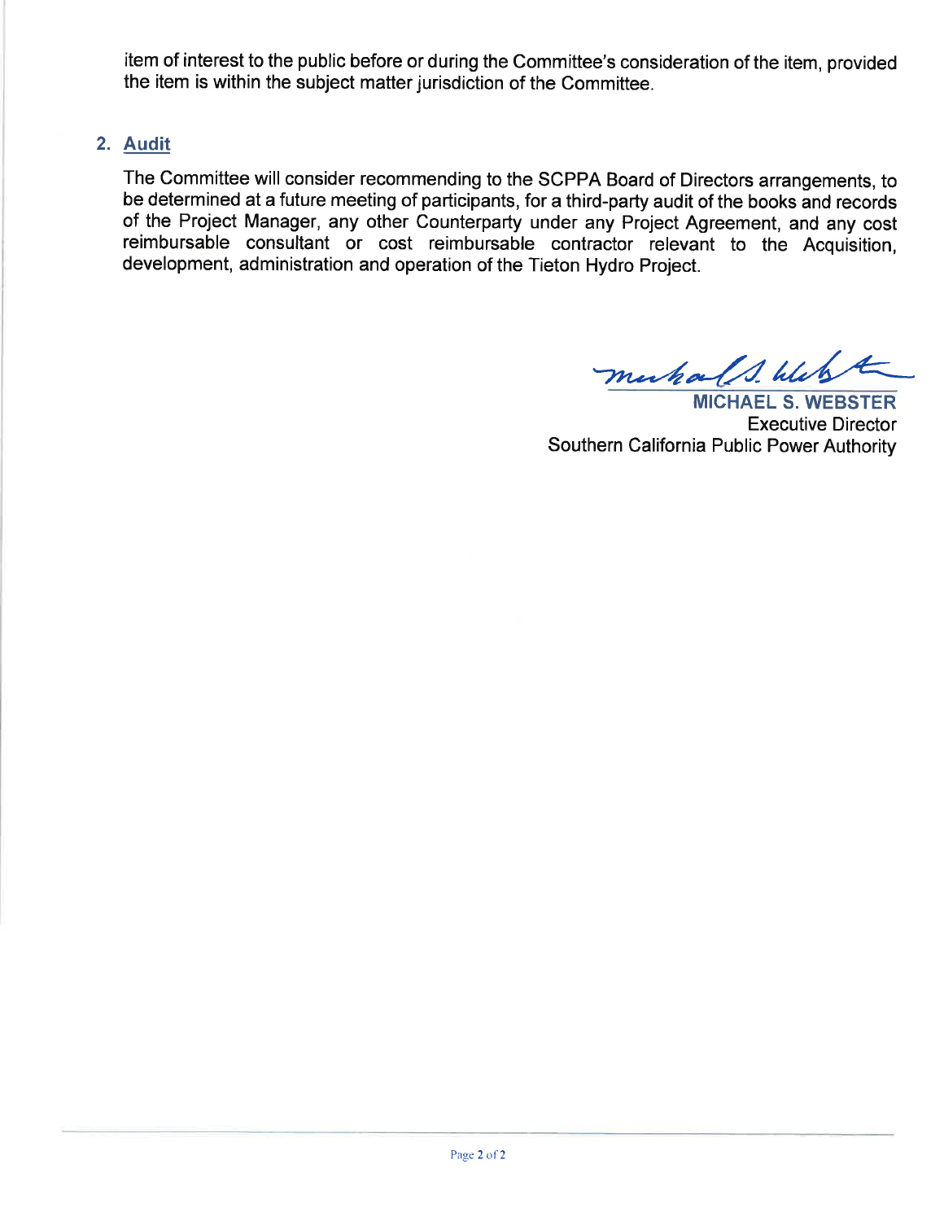item of interest to the public before or during the Committee's consideration of the item, provided the item is within the subject matter jurisdiction of the Committee.

## 2. Audit

The Committee will consider recommending to the SCPPA Board of Directors arrangements, to be determined at a future meeting of participants, for a third-party audit of the books and records of the Project Manager, any other Counterparty under any Project Agreement, and any cost reimbursable consultant or cost reimbursable contractor relevant to the Acquisition, development, administration and operation of the Tieton Hydro Project.

**MICHAEL S. WEBSTER**
Executive Director
Southern California Public Power Authority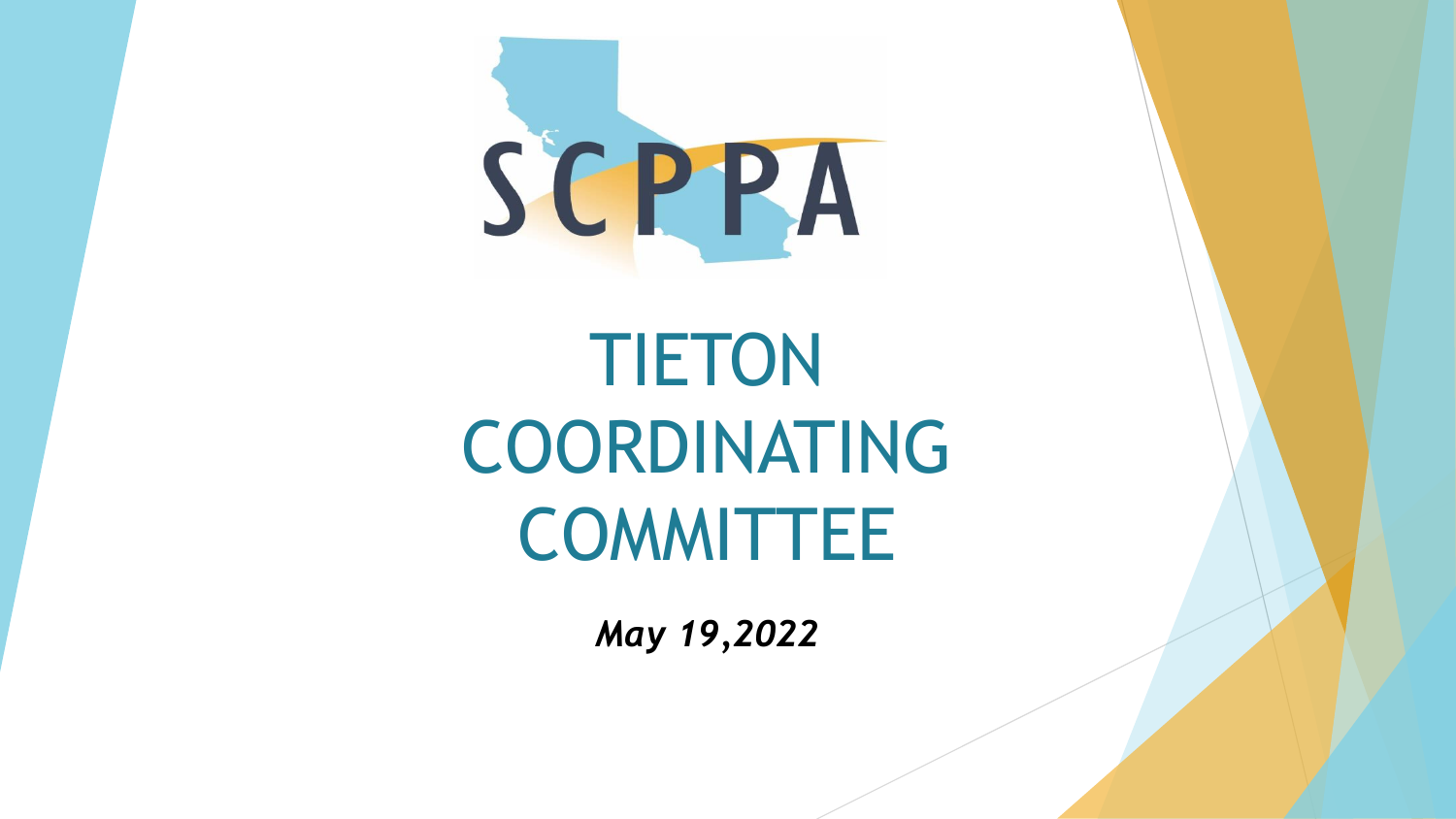SCPPA

# TIETON COORDINATING COMMITTEE

*May 19,2022*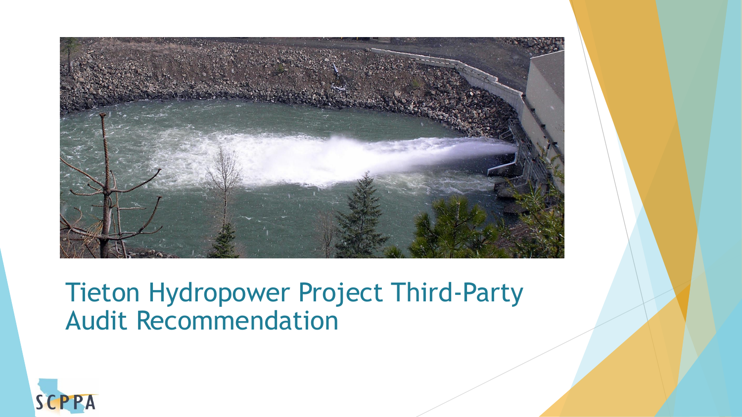# Tieton Hydropower Project Third-Party Audit Recommendation